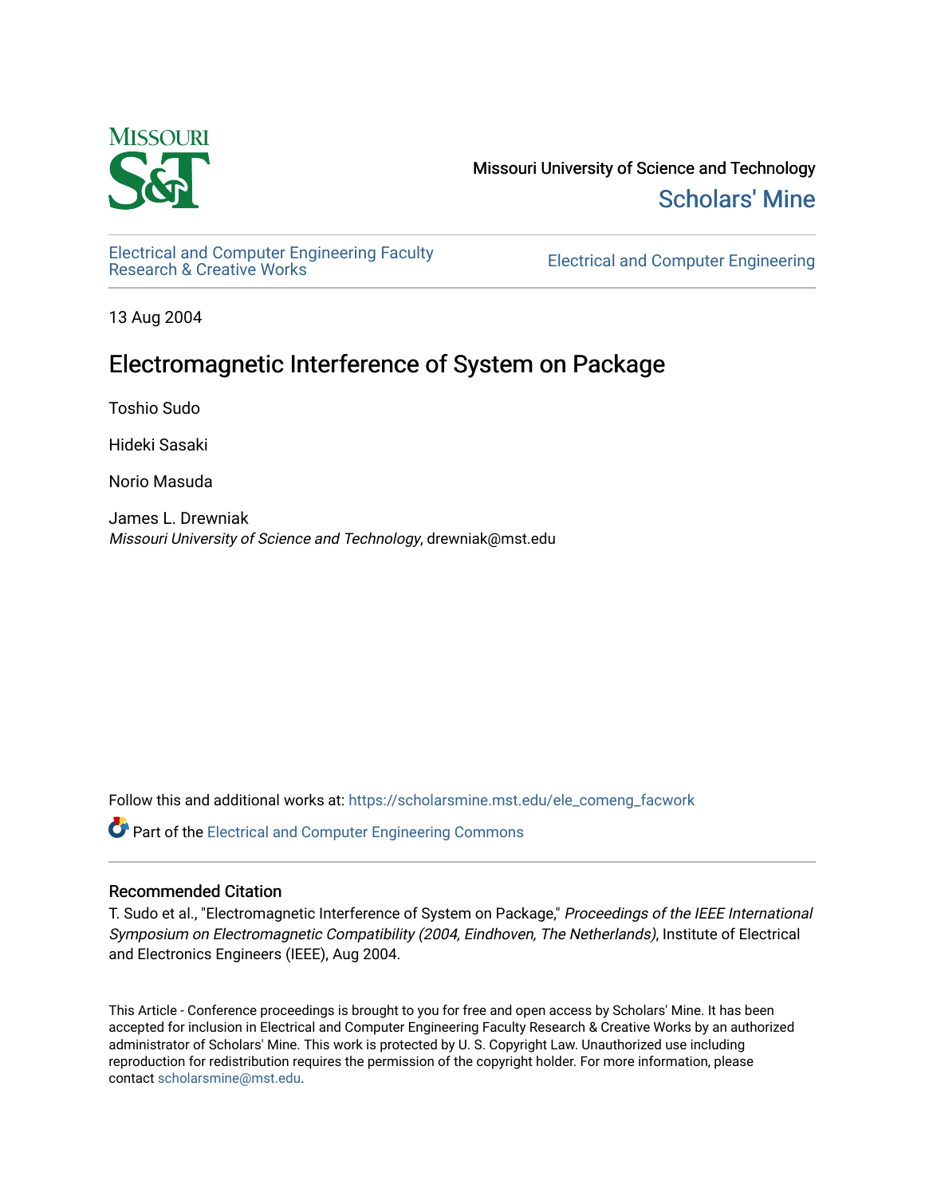Missouri University of Science and Technology

Scholars' Mine

Electrical and Computer Engineering Faculty Research & Creative Works

Electrical and Computer Engineering

13 Aug 2004

# Electromagnetic Interference of System on Package

Toshio Sudo

Hideki Sasaki

Norio Masuda

James L. Drewniak
*Missouri University of Science and Technology*, drewniak@mst.edu

Follow this and additional works at: https://scholarsmine.mst.edu/ele_comeng_facwork

Part of the Electrical and Computer Engineering Commons

## Recommended Citation

T. Sudo et al., "Electromagnetic Interference of System on Package," *Proceedings of the IEEE International Symposium on Electromagnetic Compatibility (2004, Eindhoven, The Netherlands)*, Institute of Electrical and Electronics Engineers (IEEE), Aug 2004.

This Article - Conference proceedings is brought to you for free and open access by Scholars' Mine. It has been accepted for inclusion in Electrical and Computer Engineering Faculty Research & Creative Works by an authorized administrator of Scholars' Mine. This work is protected by U. S. Copyright Law. Unauthorized use including reproduction for redistribution requires the permission of the copyright holder. For more information, please contact scholarsmine@mst.edu.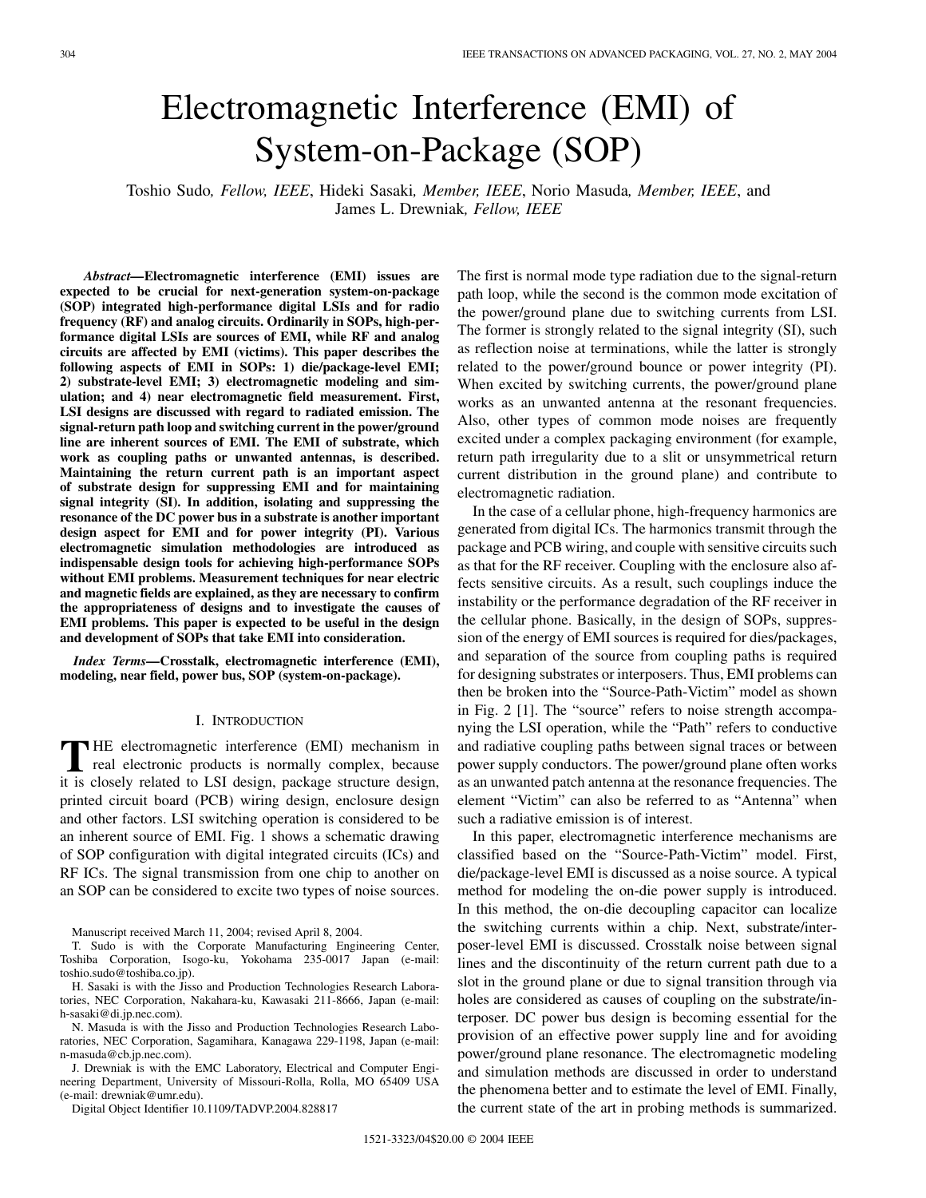# Electromagnetic Interference (EMI) of System-on-Package (SOP)

Toshio Sudo, *Fellow, IEEE*, Hideki Sasaki, *Member, IEEE*, Norio Masuda, *Member, IEEE*, and James L. Drewniak, *Fellow, IEEE*

***Abstract*—Electromagnetic interference (EMI) issues are expected to be crucial for next-generation system-on-package (SOP) integrated high-performance digital LSIs and for radio frequency (RF) and analog circuits. Ordinarily in SOPs, high-performance digital LSIs are sources of EMI, while RF and analog circuits are affected by EMI (victims). This paper describes the following aspects of EMI in SOPs: 1) die/package-level EMI; 2) substrate-level EMI; 3) electromagnetic modeling and simulation; and 4) near electromagnetic field measurement. First, LSI designs are discussed with regard to radiated emission. The signal-return path loop and switching current in the power/ground line are inherent sources of EMI. The EMI of substrate, which work as coupling paths or unwanted antennas, is described. Maintaining the return current path is an important aspect of substrate design for suppressing EMI and for maintaining signal integrity (SI). In addition, isolating and suppressing the resonance of the DC power bus in a substrate is another important design aspect for EMI and for power integrity (PI). Various electromagnetic simulation methodologies are introduced as indispensable design tools for achieving high-performance SOPs without EMI problems. Measurement techniques for near electric and magnetic fields are explained, as they are necessary to confirm the appropriateness of designs and to investigate the causes of EMI problems. This paper is expected to be useful in the design and development of SOPs that take EMI into consideration.**

***Index Terms*—Crosstalk, electromagnetic interference (EMI), modeling, near field, power bus, SOP (system-on-package).**

## I. Introduction

THE electromagnetic interference (EMI) mechanism in real electronic products is normally complex, because it is closely related to LSI design, package structure design, printed circuit board (PCB) wiring design, enclosure design and other factors. LSI switching operation is considered to be an inherent source of EMI. Fig. 1 shows a schematic drawing of SOP configuration with digital integrated circuits (ICs) and RF ICs. The signal transmission from one chip to another on an SOP can be considered to excite two types of noise sources. The first is normal mode type radiation due to the signal-return path loop, while the second is the common mode excitation of the power/ground plane due to switching currents from LSI. The former is strongly related to the signal integrity (SI), such as reflection noise at terminations, while the latter is strongly related to the power/ground bounce or power integrity (PI). When excited by switching currents, the power/ground plane works as an unwanted antenna at the resonant frequencies. Also, other types of common mode noises are frequently excited under a complex packaging environment (for example, return path irregularity due to a slit or unsymmetrical return current distribution in the ground plane) and contribute to electromagnetic radiation.

In the case of a cellular phone, high-frequency harmonics are generated from digital ICs. The harmonics transmit through the package and PCB wiring, and couple with sensitive circuits such as that for the RF receiver. Coupling with the enclosure also affects sensitive circuits. As a result, such couplings induce the instability or the performance degradation of the RF receiver in the cellular phone. Basically, in the design of SOPs, suppression of the energy of EMI sources is required for dies/packages, and separation of the source from coupling paths is required for designing substrates or interposers. Thus, EMI problems can then be broken into the "Source-Path-Victim" model as shown in Fig. 2 [1]. The "source" refers to noise strength accompanying the LSI operation, while the "Path" refers to conductive and radiative coupling paths between signal traces or between power supply conductors. The power/ground plane often works as an unwanted patch antenna at the resonance frequencies. The element "Victim" can also be referred to as "Antenna" when such a radiative emission is of interest.

In this paper, electromagnetic interference mechanisms are classified based on the "Source-Path-Victim" model. First, die/package-level EMI is discussed as a noise source. A typical method for modeling the on-die power supply is introduced. In this method, the on-die decoupling capacitor can localize the switching currents within a chip. Next, substrate/interposer-level EMI is discussed. Crosstalk noise between signal lines and the discontinuity of the return current path due to a slot in the ground plane or due to signal transition through via holes are considered as causes of coupling on the substrate/interposer. DC power bus design is becoming essential for the provision of an effective power supply line and for avoiding power/ground plane resonance. The electromagnetic modeling and simulation methods are discussed in order to understand the phenomena better and to estimate the level of EMI. Finally, the current state of the art in probing methods is summarized.

Manuscript received March 11, 2004; revised April 8, 2004.

T. Sudo is with the Corporate Manufacturing Engineering Center, Toshiba Corporation, Isogo-ku, Yokohama 235-0017 Japan (e-mail: toshio.sudo@toshiba.co.jp).

H. Sasaki is with the Jisso and Production Technologies Research Laboratories, NEC Corporation, Nakahara-ku, Kawasaki 211-8666, Japan (e-mail: h-sasaki@di.jp.nec.com).

N. Masuda is with the Jisso and Production Technologies Research Laboratories, NEC Corporation, Sagamihara, Kanagawa 229-1198, Japan (e-mail: n-masuda@cb.jp.nec.com).

J. Drewniak is with the EMC Laboratory, Electrical and Computer Engineering Department, University of Missouri-Rolla, Rolla, MO 65409 USA (e-mail: drewniak@umr.edu).

Digital Object Identifier 10.1109/TADVP.2004.828817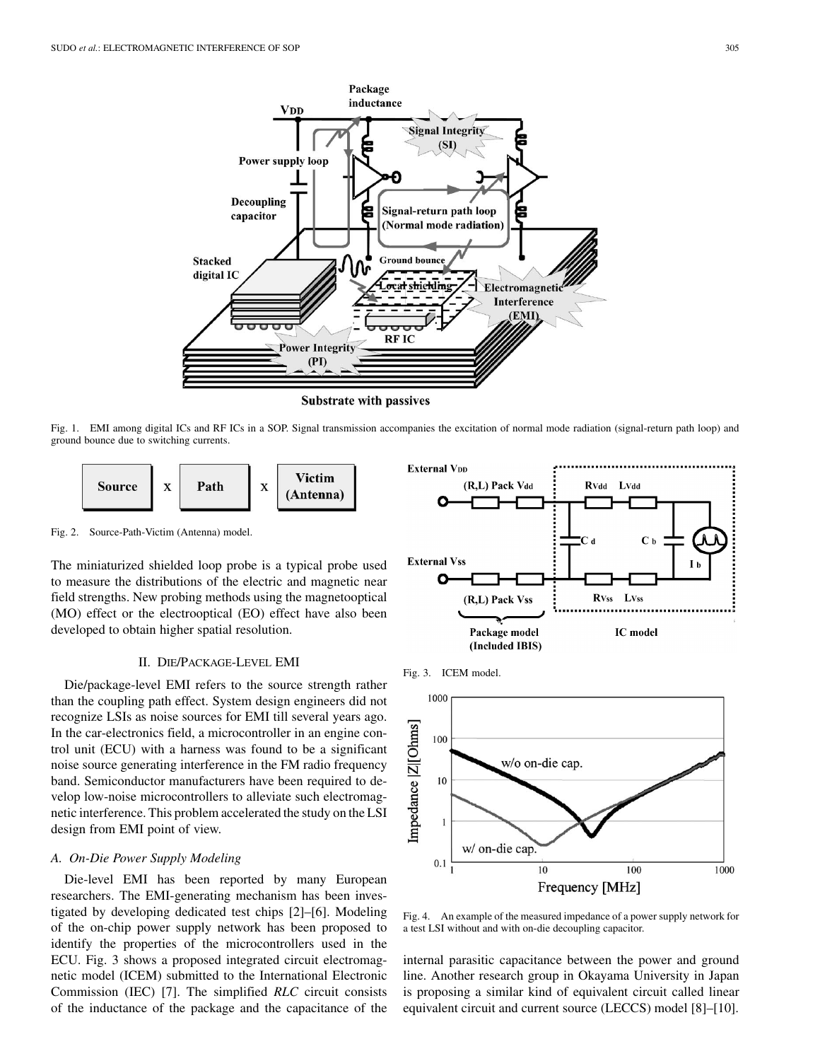Fig. 1. EMI among digital ICs and RF ICs in a SOP. Signal transmission accompanies the excitation of normal mode radiation (signal-return path loop) and ground bounce due to switching currents.

Fig. 2. Source-Path-Victim (Antenna) model.

The miniaturized shielded loop probe is a typical probe used to measure the distributions of the electric and magnetic near field strengths. New probing methods using the magnetooptical (MO) effect or the electrooptical (EO) effect have also been developed to obtain higher spatial resolution.

## II. Die/Package-Level EMI

Die/package-level EMI refers to the source strength rather than the coupling path effect. System design engineers did not recognize LSIs as noise sources for EMI till several years ago. In the car-electronics field, a microcontroller in an engine control unit (ECU) with a harness was found to be a significant noise source generating interference in the FM radio frequency band. Semiconductor manufacturers have been required to develop low-noise microcontrollers to alleviate such electromagnetic interference. This problem accelerated the study on the LSI design from EMI point of view.

### A. On-Die Power Supply Modeling

Die-level EMI has been reported by many European researchers. The EMI-generating mechanism has been investigated by developing dedicated test chips [2]–[6]. Modeling of the on-chip power supply network has been proposed to identify the properties of the microcontrollers used in the ECU. Fig. 3 shows a proposed integrated circuit electromagnetic model (ICEM) submitted to the International Electronic Commission (IEC) [7]. The simplified *RLC* circuit consists of the inductance of the package and the capacitance of the internal parasitic capacitance between the power and ground line. Another research group in Okayama University in Japan is proposing a similar kind of equivalent circuit called linear equivalent circuit and current source (LECCS) model [8]–[10].

Fig. 3. ICEM model.

Fig. 4. An example of the measured impedance of a power supply network for a test LSI without and with on-die decoupling capacitor.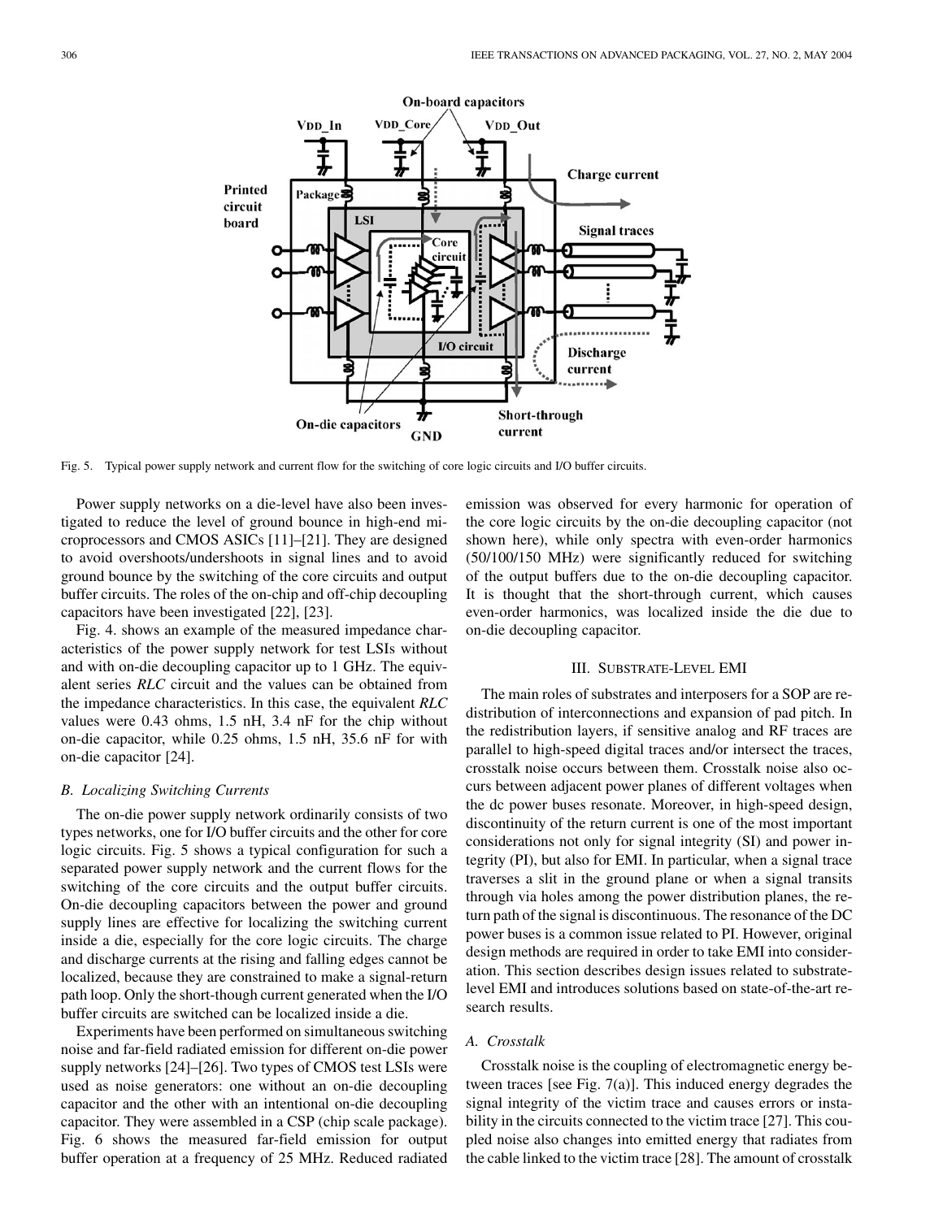Fig. 5. Typical power supply network and current flow for the switching of core logic circuits and I/O buffer circuits.

Power supply networks on a die-level have also been investigated to reduce the level of ground bounce in high-end microprocessors and CMOS ASICs [11]–[21]. They are designed to avoid overshoots/undershoots in signal lines and to avoid ground bounce by the switching of the core circuits and output buffer circuits. The roles of the on-chip and off-chip decoupling capacitors have been investigated [22], [23].

Fig. 4. shows an example of the measured impedance characteristics of the power supply network for test LSIs without and with on-die decoupling capacitor up to 1 GHz. The equivalent series *RLC* circuit and the values can be obtained from the impedance characteristics. In this case, the equivalent *RLC* values were 0.43 ohms, 1.5 nH, 3.4 nF for the chip without on-die capacitor, while 0.25 ohms, 1.5 nH, 35.6 nF for with on-die capacitor [24].

### *B. Localizing Switching Currents*

The on-die power supply network ordinarily consists of two types networks, one for I/O buffer circuits and the other for core logic circuits. Fig. 5 shows a typical configuration for such a separated power supply network and the current flows for the switching of the core circuits and the output buffer circuits. On-die decoupling capacitors between the power and ground supply lines are effective for localizing the switching current inside a die, especially for the core logic circuits. The charge and discharge currents at the rising and falling edges cannot be localized, because they are constrained to make a signal-return path loop. Only the short-though current generated when the I/O buffer circuits are switched can be localized inside a die.

Experiments have been performed on simultaneous switching noise and far-field radiated emission for different on-die power supply networks [24]–[26]. Two types of CMOS test LSIs were used as noise generators: one without an on-die decoupling capacitor and the other with an intentional on-die decoupling capacitor. They were assembled in a CSP (chip scale package). Fig. 6 shows the measured far-field emission for output buffer operation at a frequency of 25 MHz. Reduced radiated emission was observed for every harmonic for operation of the core logic circuits by the on-die decoupling capacitor (not shown here), while only spectra with even-order harmonics (50/100/150 MHz) were significantly reduced for switching of the output buffers due to the on-die decoupling capacitor. It is thought that the short-through current, which causes even-order harmonics, was localized inside the die due to on-die decoupling capacitor.

## III. Substrate-Level EMI

The main roles of substrates and interposers for a SOP are redistribution of interconnections and expansion of pad pitch. In the redistribution layers, if sensitive analog and RF traces are parallel to high-speed digital traces and/or intersect the traces, crosstalk noise occurs between them. Crosstalk noise also occurs between adjacent power planes of different voltages when the dc power buses resonate. Moreover, in high-speed design, discontinuity of the return current is one of the most important considerations not only for signal integrity (SI) and power integrity (PI), but also for EMI. In particular, when a signal trace traverses a slit in the ground plane or when a signal transits through via holes among the power distribution planes, the return path of the signal is discontinuous. The resonance of the DC power buses is a common issue related to PI. However, original design methods are required in order to take EMI into consideration. This section describes design issues related to substrate-level EMI and introduces solutions based on state-of-the-art research results.

### *A. Crosstalk*

Crosstalk noise is the coupling of electromagnetic energy between traces [see Fig. 7(a)]. This induced energy degrades the signal integrity of the victim trace and causes errors or instability in the circuits connected to the victim trace [27]. This coupled noise also changes into emitted energy that radiates from the cable linked to the victim trace [28]. The amount of crosstalk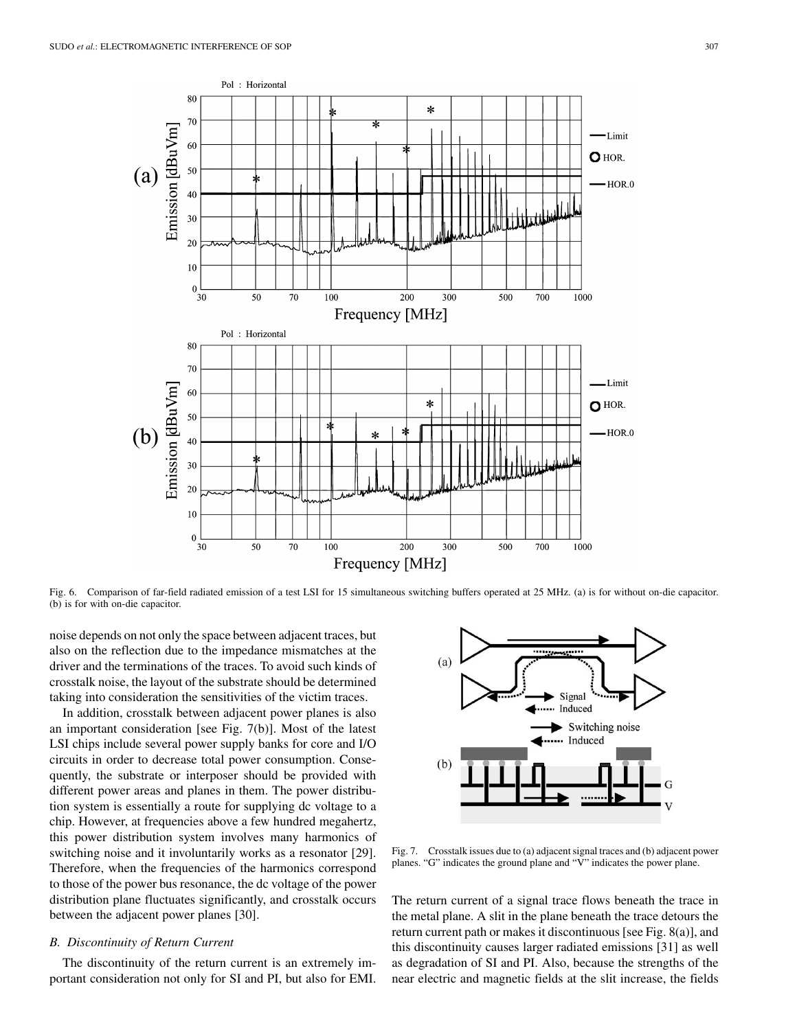Fig. 6. Comparison of far-field radiated emission of a test LSI for 15 simultaneous switching buffers operated at 25 MHz. (a) is for without on-die capacitor. (b) is for with on-die capacitor.

noise depends on not only the space between adjacent traces, but also on the reflection due to the impedance mismatches at the driver and the terminations of the traces. To avoid such kinds of crosstalk noise, the layout of the substrate should be determined taking into consideration the sensitivities of the victim traces.

In addition, crosstalk between adjacent power planes is also an important consideration [see Fig. 7(b)]. Most of the latest LSI chips include several power supply banks for core and I/O circuits in order to decrease total power consumption. Consequently, the substrate or interposer should be provided with different power areas and planes in them. The power distribution system is essentially a route for supplying dc voltage to a chip. However, at frequencies above a few hundred megahertz, this power distribution system involves many harmonics of switching noise and it involuntarily works as a resonator [29]. Therefore, when the frequencies of the harmonics correspond to those of the power bus resonance, the dc voltage of the power distribution plane fluctuates significantly, and crosstalk occurs between the adjacent power planes [30].

### B. Discontinuity of Return Current

The discontinuity of the return current is an extremely important consideration not only for SI and PI, but also for EMI. The return current of a signal trace flows beneath the trace in the metal plane. A slit in the plane beneath the trace detours the return current path or makes it discontinuous [see Fig. 8(a)], and this discontinuity causes larger radiated emissions [31] as well as degradation of SI and PI. Also, because the strengths of the near electric and magnetic fields at the slit increase, the fields

Fig. 7. Crosstalk issues due to (a) adjacent signal traces and (b) adjacent power planes. "G" indicates the ground plane and "V" indicates the power plane.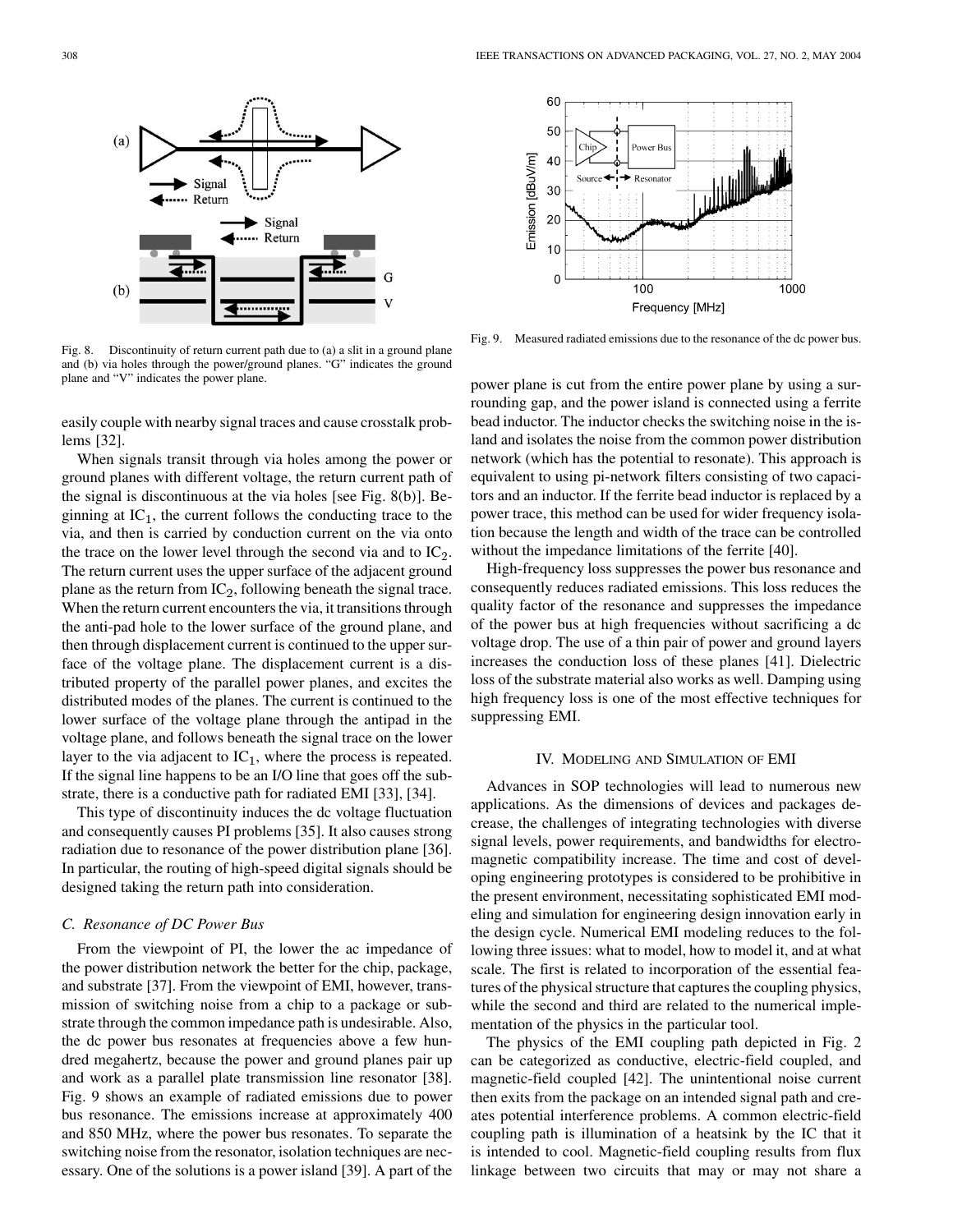(a)

Signal

Return

Signal

Return

G

(b)

V

Fig. 8. Discontinuity of return current path due to (a) a slit in a ground plane and (b) via holes through the power/ground planes. "G" indicates the ground plane and "V" indicates the power plane.

easily couple with nearby signal traces and cause crosstalk problems [32].

When signals transit through via holes among the power or ground planes with different voltage, the return current path of the signal is discontinuous at the via holes [see Fig. 8(b)]. Beginning at $IC_1$, the current follows the conducting trace to the via, and then is carried by conduction current on the via onto the trace on the lower level through the second via and to $IC_2$. The return current uses the upper surface of the adjacent ground plane as the return from $IC_2$, following beneath the signal trace. When the return current encounters the via, it transitions through the anti-pad hole to the lower surface of the ground plane, and then through displacement current is continued to the upper surface of the voltage plane. The displacement current is a distributed property of the parallel power planes, and excites the distributed modes of the planes. The current is continued to the lower surface of the voltage plane through the antipad in the voltage plane, and follows beneath the signal trace on the lower layer to the via adjacent to $IC_1$, where the process is repeated. If the signal line happens to be an I/O line that goes off the substrate, there is a conductive path for radiated EMI [33], [34].

This type of discontinuity induces the dc voltage fluctuation and consequently causes PI problems [35]. It also causes strong radiation due to resonance of the power distribution plane [36]. In particular, the routing of high-speed digital signals should be designed taking the return path into consideration.

### C. Resonance of DC Power Bus

From the viewpoint of PI, the lower the ac impedance of the power distribution network the better for the chip, package, and substrate [37]. From the viewpoint of EMI, however, transmission of switching noise from a chip to a package or substrate through the common impedance path is undesirable. Also, the dc power bus resonates at frequencies above a few hundred megahertz, because the power and ground planes pair up and work as a parallel plate transmission line resonator [38]. Fig. 9 shows an example of radiated emissions due to power bus resonance. The emissions increase at approximately 400 and 850 MHz, where the power bus resonates. To separate the switching noise from the resonator, isolation techniques are necessary. One of the solutions is a power island [39]. A part of the power plane is cut from the entire power plane by using a surrounding gap, and the power island is connected using a ferrite bead inductor. The inductor checks the switching noise in the island and isolates the noise from the common power distribution network (which has the potential to resonate). This approach is equivalent to using pi-network filters consisting of two capacitors and an inductor. If the ferrite bead inductor is replaced by a power trace, this method can be used for wider frequency isolation because the length and width of the trace can be controlled without the impedance limitations of the ferrite [40].

60
50
40
30
20
10
0
Emission [dBuV/m]
Chip
Power Bus
Source
Resonator
100
1000
Frequency [MHz]

Fig. 9. Measured radiated emissions due to the resonance of the dc power bus.

High-frequency loss suppresses the power bus resonance and consequently reduces radiated emissions. This loss reduces the quality factor of the resonance and suppresses the impedance of the power bus at high frequencies without sacrificing a dc voltage drop. The use of a thin pair of power and ground layers increases the conduction loss of these planes [41]. Dielectric loss of the substrate material also works as well. Damping using high frequency loss is one of the most effective techniques for suppressing EMI.

## IV. Modeling and Simulation of EMI

Advances in SOP technologies will lead to numerous new applications. As the dimensions of devices and packages decrease, the challenges of integrating technologies with diverse signal levels, power requirements, and bandwidths for electromagnetic compatibility increase. The time and cost of developing engineering prototypes is considered to be prohibitive in the present environment, necessitating sophisticated EMI modeling and simulation for engineering design innovation early in the design cycle. Numerical EMI modeling reduces to the following three issues: what to model, how to model it, and at what scale. The first is related to incorporation of the essential features of the physical structure that captures the coupling physics, while the second and third are related to the numerical implementation of the physics in the particular tool.

The physics of the EMI coupling path depicted in Fig. 2 can be categorized as conductive, electric-field coupled, and magnetic-field coupled [42]. The unintentional noise current then exits from the package on an intended signal path and creates potential interference problems. A common electric-field coupling path is illumination of a heatsink by the IC that it is intended to cool. Magnetic-field coupling results from flux linkage between two circuits that may or may not share a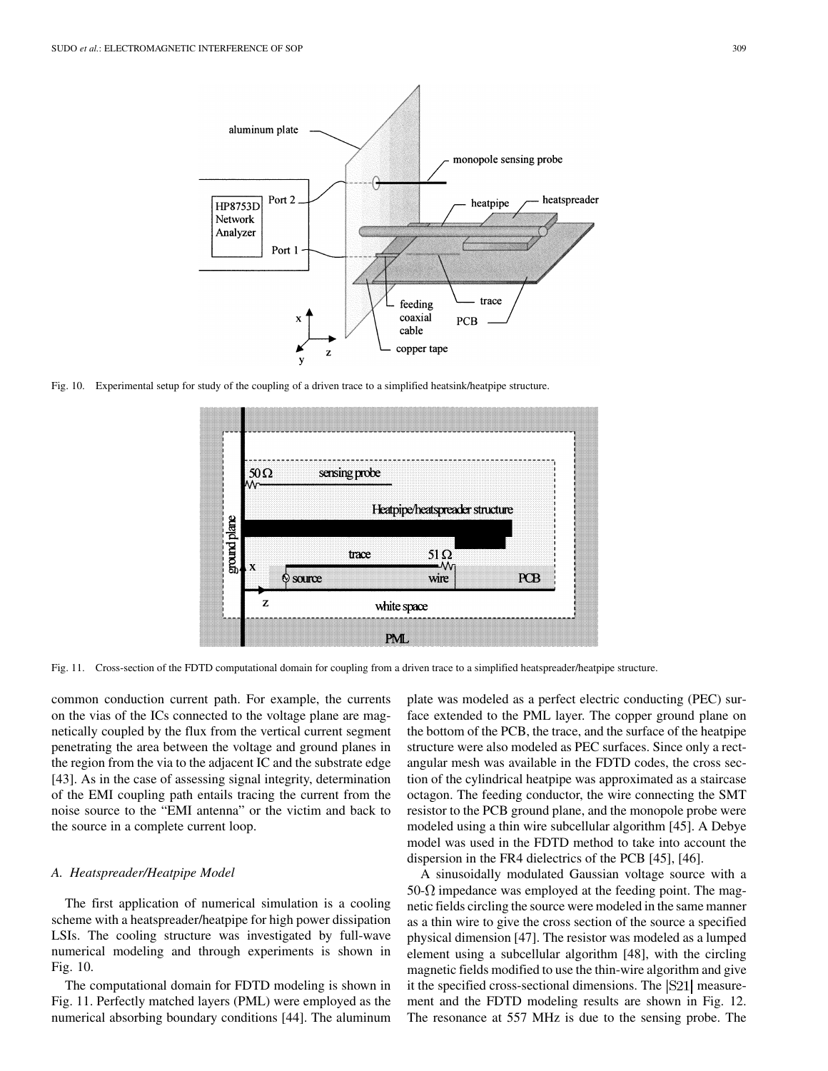Fig. 10. Experimental setup for study of the coupling of a driven trace to a simplified heatsink/heatpipe structure.

Fig. 11. Cross-section of the FDTD computational domain for coupling from a driven trace to a simplified heatspreader/heatpipe structure.

common conduction current path. For example, the currents on the vias of the ICs connected to the voltage plane are magnetically coupled by the flux from the vertical current segment penetrating the area between the voltage and ground planes in the region from the via to the adjacent IC and the substrate edge [43]. As in the case of assessing signal integrity, determination of the EMI coupling path entails tracing the current from the noise source to the "EMI antenna" or the victim and back to the source in a complete current loop.

### A. Heatspreader/Heatpipe Model

The first application of numerical simulation is a cooling scheme with a heatspreader/heatpipe for high power dissipation LSIs. The cooling structure was investigated by full-wave numerical modeling and through experiments is shown in Fig. 10.

The computational domain for FDTD modeling is shown in Fig. 11. Perfectly matched layers (PML) were employed as the numerical absorbing boundary conditions [44]. The aluminum plate was modeled as a perfect electric conducting (PEC) surface extended to the PML layer. The copper ground plane on the bottom of the PCB, the trace, and the surface of the heatpipe structure were also modeled as PEC surfaces. Since only a rectangular mesh was available in the FDTD codes, the cross section of the cylindrical heatpipe was approximated as a staircase octagon. The feeding conductor, the wire connecting the SMT resistor to the PCB ground plane, and the monopole probe were modeled using a thin wire subcellular algorithm [45]. A Debye model was used in the FDTD method to take into account the dispersion in the FR4 dielectrics of the PCB [45], [46].

A sinusoidally modulated Gaussian voltage source with a 50-$\Omega$ impedance was employed at the feeding point. The magnetic fields circling the source were modeled in the same manner as a thin wire to give the cross section of the source a specified physical dimension [47]. The resistor was modeled as a lumped element using a subcellular algorithm [48], with the circling magnetic fields modified to use the thin-wire algorithm and give it the specified cross-sectional dimensions. The $|S21|$ measurement and the FDTD modeling results are shown in Fig. 12. The resonance at 557 MHz is due to the sensing probe. The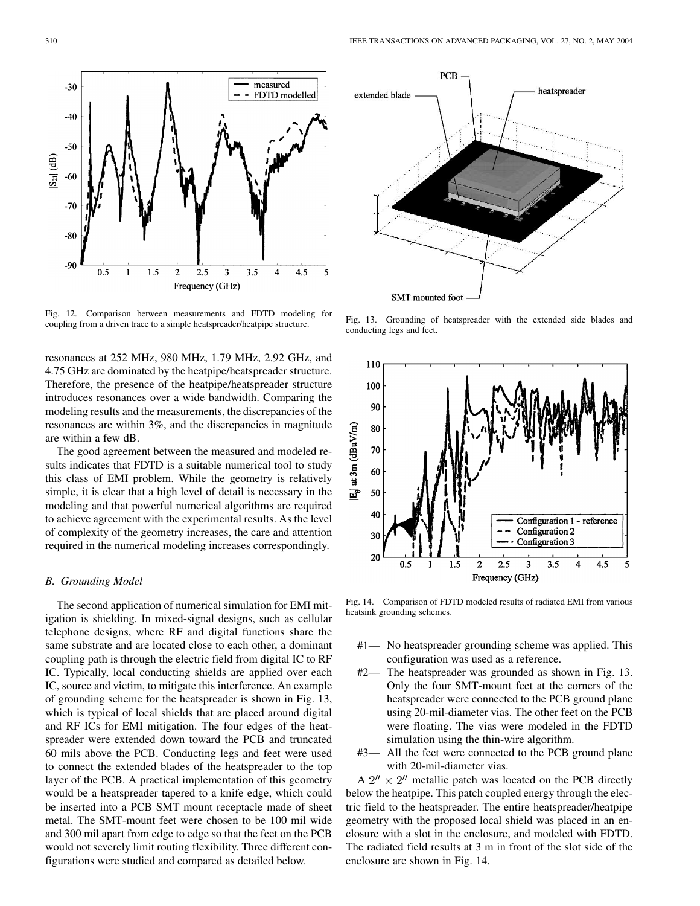Fig. 12. Comparison between measurements and FDTD modeling for coupling from a driven trace to a simple heatspreader/heatpipe structure.

Fig. 13. Grounding of heatspreader with the extended side blades and conducting legs and feet.

resonances at 252 MHz, 980 MHz, 1.79 MHz, 2.92 GHz, and 4.75 GHz are dominated by the heatpipe/heatspreader structure. Therefore, the presence of the heatpipe/heatspreader structure introduces resonances over a wide bandwidth. Comparing the modeling results and the measurements, the discrepancies of the resonances are within 3%, and the discrepancies in magnitude are within a few dB.

The good agreement between the measured and modeled results indicates that FDTD is a suitable numerical tool to study this class of EMI problem. While the geometry is relatively simple, it is clear that a high level of detail is necessary in the modeling and that powerful numerical algorithms are required to achieve agreement with the experimental results. As the level of complexity of the geometry increases, the care and attention required in the numerical modeling increases correspondingly.

### *B. Grounding Model*

The second application of numerical simulation for EMI mitigation is shielding. In mixed-signal designs, such as cellular telephone designs, where RF and digital functions share the same substrate and are located close to each other, a dominant coupling path is through the electric field from digital IC to RF IC. Typically, local conducting shields are applied over each IC, source and victim, to mitigate this interference. An example of grounding scheme for the heatspreader is shown in Fig. 13, which is typical of local shields that are placed around digital and RF ICs for EMI mitigation. The four edges of the heatspreader were extended down toward the PCB and truncated 60 mils above the PCB. Conducting legs and feet were used to connect the extended blades of the heatspreader to the top layer of the PCB. A practical implementation of this geometry would be a heatspreader tapered to a knife edge, which could be inserted into a PCB SMT mount receptacle made of sheet metal. The SMT-mount feet were chosen to be 100 mil wide and 300 mil apart from edge to edge so that the feet on the PCB would not severely limit routing flexibility. Three different configurations were studied and compared as detailed below.

Fig. 14. Comparison of FDTD modeled results of radiated EMI from various heatsink grounding schemes.

- #1— No heatspreader grounding scheme was applied. This configuration was used as a reference.
- #2— The heatspreader was grounded as shown in Fig. 13. Only the four SMT-mount feet at the corners of the heatspreader were connected to the PCB ground plane using 20-mil-diameter vias. The other feet on the PCB were floating. The vias were modeled in the FDTD simulation using the thin-wire algorithm.
- #3— All the feet were connected to the PCB ground plane with 20-mil-diameter vias.

A $2'' \times 2''$ metallic patch was located on the PCB directly below the heatpipe. This patch coupled energy through the electric field to the heatspreader. The entire heatspreader/heatpipe geometry with the proposed local shield was placed in an enclosure with a slot in the enclosure, and modeled with FDTD. The radiated field results at 3 m in front of the slot side of the enclosure are shown in Fig. 14.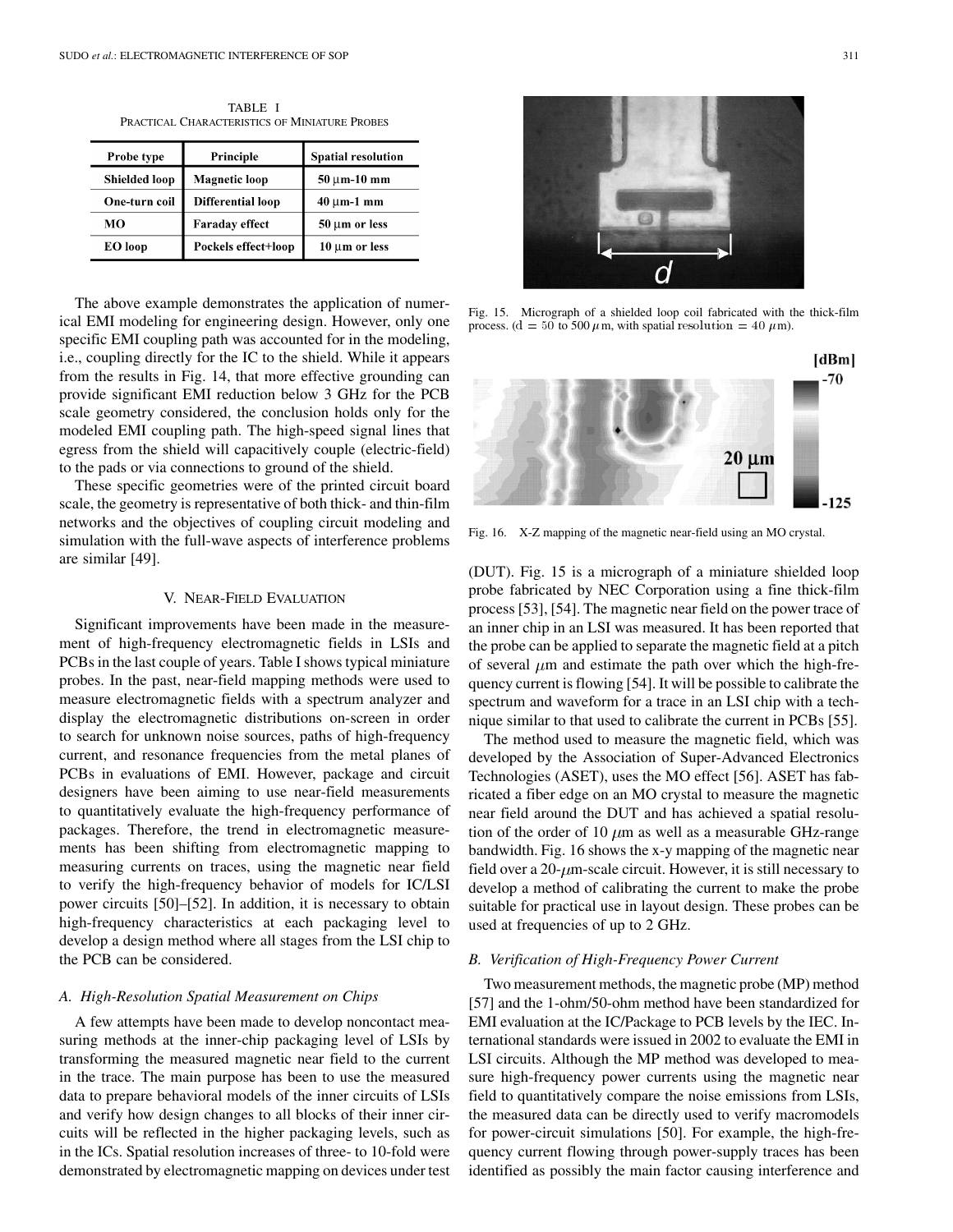TABLE I
PRACTICAL CHARACTERISTICS OF MINIATURE PROBES

| Probe type | Principle | Spatial resolution |
|---|---|---|
| Shielded loop | Magnetic loop | 50 μm-10 mm |
| One-turn coil | Differential loop | 40 μm-1 mm |
| MO | Faraday effect | 50 μm or less |
| EO loop | Pockels effect+loop | 10 μm or less |

The above example demonstrates the application of numerical EMI modeling for engineering design. However, only one specific EMI coupling path was accounted for in the modeling, i.e., coupling directly for the IC to the shield. While it appears from the results in Fig. 14, that more effective grounding can provide significant EMI reduction below 3 GHz for the PCB scale geometry considered, the conclusion holds only for the modeled EMI coupling path. The high-speed signal lines that egress from the shield will capacitively couple (electric-field) to the pads or via connections to ground of the shield.

These specific geometries were of the printed circuit board scale, the geometry is representative of both thick- and thin-film networks and the objectives of coupling circuit modeling and simulation with the full-wave aspects of interference problems are similar [49].

## V. NEAR-FIELD EVALUATION

Significant improvements have been made in the measurement of high-frequency electromagnetic fields in LSIs and PCBs in the last couple of years. Table I shows typical miniature probes. In the past, near-field mapping methods were used to measure electromagnetic fields with a spectrum analyzer and display the electromagnetic distributions on-screen in order to search for unknown noise sources, paths of high-frequency current, and resonance frequencies from the metal planes of PCBs in evaluations of EMI. However, package and circuit designers have been aiming to use near-field measurements to quantitatively evaluate the high-frequency performance of packages. Therefore, the trend in electromagnetic measurements has been shifting from electromagnetic mapping to measuring currents on traces, using the magnetic near field to verify the high-frequency behavior of models for IC/LSI power circuits [50]–[52]. In addition, it is necessary to obtain high-frequency characteristics at each packaging level to develop a design method where all stages from the LSI chip to the PCB can be considered.

### *A. High-Resolution Spatial Measurement on Chips*

A few attempts have been made to develop noncontact measuring methods at the inner-chip packaging level of LSIs by transforming the measured magnetic near field to the current in the trace. The main purpose has been to use the measured data to prepare behavioral models of the inner circuits of LSIs and verify how design changes to all blocks of their inner circuits will be reflected in the higher packaging levels, such as in the ICs. Spatial resolution increases of three- to 10-fold were demonstrated by electromagnetic mapping on devices under test (DUT). Fig. 15 is a micrograph of a miniature shielded loop probe fabricated by NEC Corporation using a fine thick-film process [53], [54]. The magnetic near field on the power trace of an inner chip in an LSI was measured. It has been reported that the probe can be applied to separate the magnetic field at a pitch of several $\mu$m and estimate the path over which the high-frequency current is flowing [54]. It will be possible to calibrate the spectrum and waveform for a trace in an LSI chip with a technique similar to that used to calibrate the current in PCBs [55].

d

Fig. 15. Micrograph of a shielded loop coil fabricated with the thick-film process. ($d = 50$ to $500\ \mu$m, with spatial resolution $= 40\ \mu$m).

[dBm]
-70
20 μm
-125

Fig. 16. X-Z mapping of the magnetic near-field using an MO crystal.

The method used to measure the magnetic field, which was developed by the Association of Super-Advanced Electronics Technologies (ASET), uses the MO effect [56]. ASET has fabricated a fiber edge on an MO crystal to measure the magnetic near field around the DUT and has achieved a spatial resolution of the order of 10 $\mu$m as well as a measurable GHz-range bandwidth. Fig. 16 shows the x-y mapping of the magnetic near field over a 20-$\mu$m-scale circuit. However, it is still necessary to develop a method of calibrating the current to make the probe suitable for practical use in layout design. These probes can be used at frequencies of up to 2 GHz.

### *B. Verification of High-Frequency Power Current*

Two measurement methods, the magnetic probe (MP) method [57] and the 1-ohm/50-ohm method have been standardized for EMI evaluation at the IC/Package to PCB levels by the IEC. International standards were issued in 2002 to evaluate the EMI in LSI circuits. Although the MP method was developed to measure high-frequency power currents using the magnetic near field to quantitatively compare the noise emissions from LSIs, the measured data can be directly used to verify macromodels for power-circuit simulations [50]. For example, the high-frequency current flowing through power-supply traces has been identified as possibly the main factor causing interference and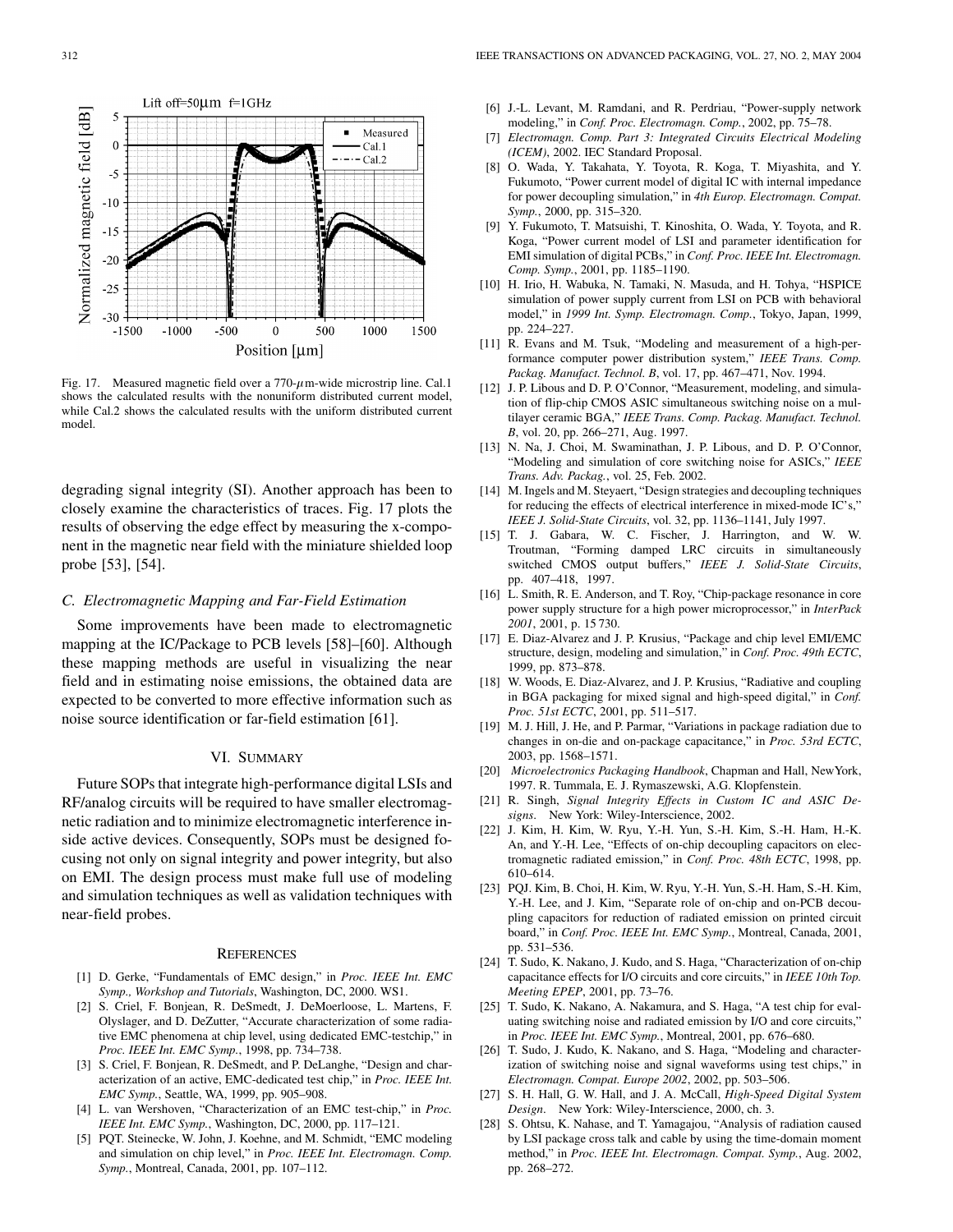Fig. 17. Measured magnetic field over a 770-$\mu$m-wide microstrip line. Cal.1 shows the calculated results with the nonuniform distributed current model, while Cal.2 shows the calculated results with the uniform distributed current model.

degrading signal integrity (SI). Another approach has been to closely examine the characteristics of traces. Fig. 17 plots the results of observing the edge effect by measuring the x-component in the magnetic near field with the miniature shielded loop probe [53], [54].

### C. Electromagnetic Mapping and Far-Field Estimation

Some improvements have been made to electromagnetic mapping at the IC/Package to PCB levels [58]–[60]. Although these mapping methods are useful in visualizing the near field and in estimating noise emissions, the obtained data are expected to be converted to more effective information such as noise source identification or far-field estimation [61].

## VI. Summary

Future SOPs that integrate high-performance digital LSIs and RF/analog circuits will be required to have smaller electromagnetic radiation and to minimize electromagnetic interference inside active devices. Consequently, SOPs must be designed focusing not only on signal integrity and power integrity, but also on EMI. The design process must make full use of modeling and simulation techniques as well as validation techniques with near-field probes.

## References

[1] D. Gerke, "Fundamentals of EMC design," in *Proc. IEEE Int. EMC Symp., Workshop and Tutorials*, Washington, DC, 2000. WS1.

[2] S. Criel, F. Bonjean, R. DeSmedt, J. DeMoerloose, L. Martens, F. Olyslager, and D. DeZutter, "Accurate characterization of some radiative EMC phenomena at chip level, using dedicated EMC-testchip," in *Proc. IEEE Int. EMC Symp.*, 1998, pp. 734–738.

[3] S. Criel, F. Bonjean, R. DeSmedt, and P. DeLanghe, "Design and characterization of an active, EMC-dedicated test chip," in *Proc. IEEE Int. EMC Symp.*, Seattle, WA, 1999, pp. 905–908.

[4] L. van Wershoven, "Characterization of an EMC test-chip," in *Proc. IEEE Int. EMC Symp.*, Washington, DC, 2000, pp. 117–121.

[5] PQT. Steinecke, W. John, J. Koehne, and M. Schmidt, "EMC modeling and simulation on chip level," in *Proc. IEEE Int. Electromagn. Comp. Symp.*, Montreal, Canada, 2001, pp. 107–112.

[6] J.-L. Levant, M. Ramdani, and R. Perdriau, "Power-supply network modeling," in *Conf. Proc. Electromagn. Comp.*, 2002, pp. 75–78.

[7] *Electromagn. Comp. Part 3: Integrated Circuits Electrical Modeling (ICEM)*, 2002. IEC Standard Proposal.

[8] O. Wada, Y. Takahata, Y. Toyota, R. Koga, T. Miyashita, and Y. Fukumoto, "Power current model of digital IC with internal impedance for power decoupling simulation," in *4th Europ. Electromagn. Compat. Symp.*, 2000, pp. 315–320.

[9] Y. Fukumoto, T. Matsuishi, T. Kinoshita, O. Wada, Y. Toyota, and R. Koga, "Power current model of LSI and parameter identification for EMI simulation of digital PCBs," in *Conf. Proc. IEEE Int. Electromagn. Comp. Symp.*, 2001, pp. 1185–1190.

[10] H. Irio, H. Wabuka, N. Tamaki, N. Masuda, and H. Tohya, "HSPICE simulation of power supply current from LSI on PCB with behavioral model," in *1999 Int. Symp. Electromagn. Comp.*, Tokyo, Japan, 1999, pp. 224–227.

[11] R. Evans and M. Tsuk, "Modeling and measurement of a high-performance computer power distribution system," *IEEE Trans. Comp. Packag. Manufact. Technol. B*, vol. 17, pp. 467–471, Nov. 1994.

[12] J. P. Libous and D. P. O'Connor, "Measurement, modeling, and simulation of flip-chip CMOS ASIC simultaneous switching noise on a multilayer ceramic BGA," *IEEE Trans. Comp. Packag. Manufact. Technol. B*, vol. 20, pp. 266–271, Aug. 1997.

[13] N. Na, J. Choi, M. Swaminathan, J. P. Libous, and D. P. O'Connor, "Modeling and simulation of core switching noise for ASICs," *IEEE Trans. Adv. Packag.*, vol. 25, Feb. 2002.

[14] M. Ingels and M. Steyaert, "Design strategies and decoupling techniques for reducing the effects of electrical interference in mixed-mode IC's," *IEEE J. Solid-State Circuits*, vol. 32, pp. 1136–1141, July 1997.

[15] T. J. Gabara, W. C. Fischer, J. Harrington, and W. W. Troutman, "Forming damped LRC circuits in simultaneously switched CMOS output buffers," *IEEE J. Solid-State Circuits*, pp. 407–418, 1997.

[16] L. Smith, R. E. Anderson, and T. Roy, "Chip-package resonance in core power supply structure for a high power microprocessor," in *InterPack 2001*, 2001, p. 15 730.

[17] E. Diaz-Alvarez and J. P. Krusius, "Package and chip level EMI/EMC structure, design, modeling and simulation," in *Conf. Proc. 49th ECTC*, 1999, pp. 873–878.

[18] W. Woods, E. Diaz-Alvarez, and J. P. Krusius, "Radiative and coupling in BGA packaging for mixed signal and high-speed digital," in *Conf. Proc. 51st ECTC*, 2001, pp. 511–517.

[19] M. J. Hill, J. He, and P. Parmar, "Variations in package radiation due to changes in on-die and on-package capacitance," in *Proc. 53rd ECTC*, 2003, pp. 1568–1571.

[20] *Microelectronics Packaging Handbook*, Chapman and Hall, NewYork, 1997. R. Tummala, E. J. Rymaszewski, A.G. Klopfenstein.

[21] R. Singh, *Signal Integrity Effects in Custom IC and ASIC Designs*. New York: Wiley-Interscience, 2002.

[22] J. Kim, H. Kim, W. Ryu, Y.-H. Yun, S.-H. Kim, S.-H. Ham, H.-K. An, and Y.-H. Lee, "Effects of on-chip decoupling capacitors on electromagnetic radiated emission," in *Conf. Proc. 48th ECTC*, 1998, pp. 610–614.

[23] PQJ. Kim, B. Choi, H. Kim, W. Ryu, Y.-H. Yun, S.-H. Ham, S.-H. Kim, Y.-H. Lee, and J. Kim, "Separate role of on-chip and on-PCB decoupling capacitors for reduction of radiated emission on printed circuit board," in *Conf. Proc. IEEE Int. EMC Symp.*, Montreal, Canada, 2001, pp. 531–536.

[24] T. Sudo, K. Nakano, J. Kudo, and S. Haga, "Characterization of on-chip capacitance effects for I/O circuits and core circuits," in *IEEE 10th Top. Meeting EPEP*, 2001, pp. 73–76.

[25] T. Sudo, K. Nakano, A. Nakamura, and S. Haga, "A test chip for evaluating switching noise and radiated emission by I/O and core circuits," in *Proc. IEEE Int. EMC Symp.*, Montreal, 2001, pp. 676–680.

[26] T. Sudo, J. Kudo, K. Nakano, and S. Haga, "Modeling and characterization of switching noise and signal waveforms using test chips," in *Electromagn. Compat. Europe 2002*, 2002, pp. 503–506.

[27] S. H. Hall, G. W. Hall, and J. A. McCall, *High-Speed Digital System Design*. New York: Wiley-Interscience, 2000, ch. 3.

[28] S. Ohtsu, K. Nahase, and T. Yamagajou, "Analysis of radiation caused by LSI package cross talk and cable by using the time-domain moment method," in *Proc. IEEE Int. Electromagn. Compat. Symp.*, Aug. 2002, pp. 268–272.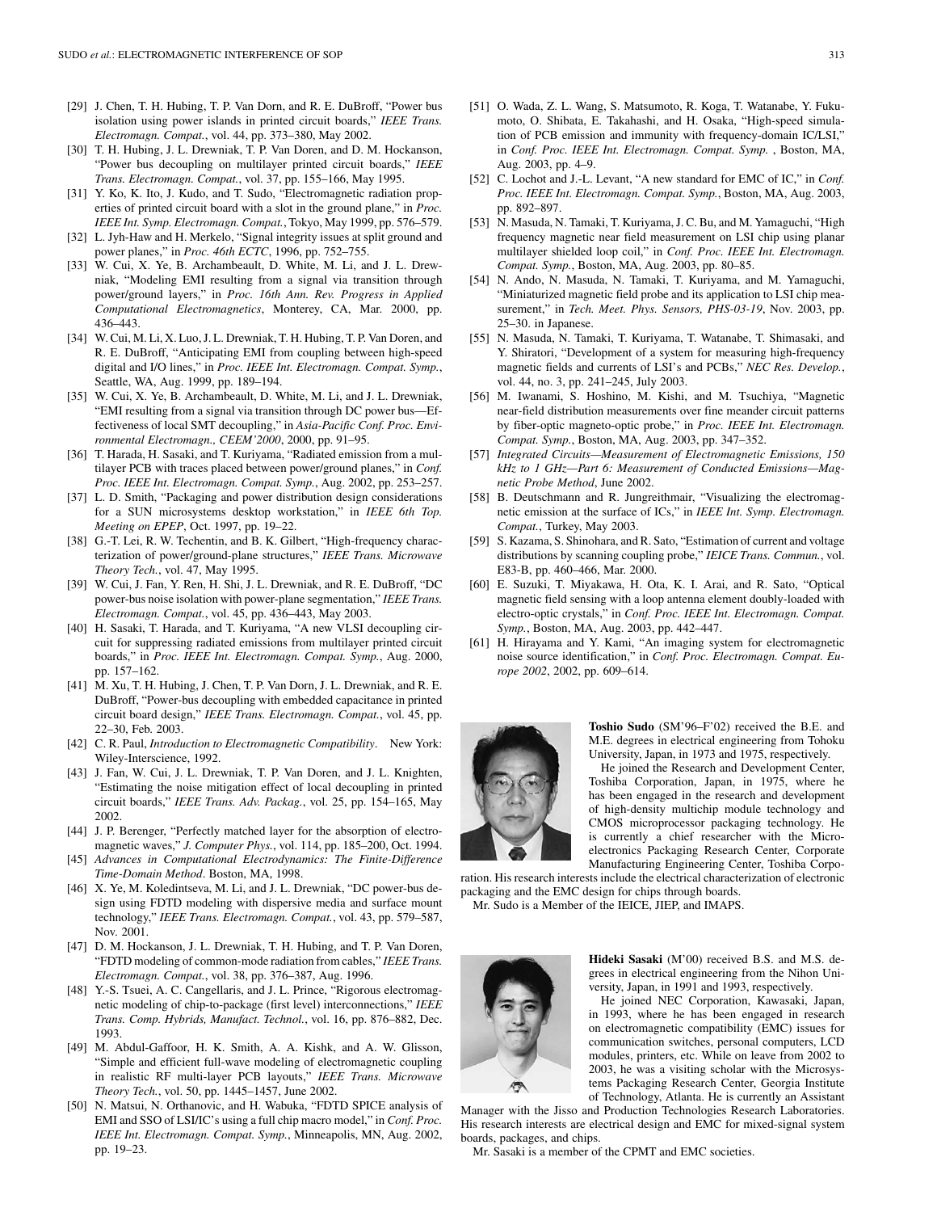[29] J. Chen, T. H. Hubing, T. P. Van Dorn, and R. E. DuBroff, "Power bus isolation using power islands in printed circuit boards," *IEEE Trans. Electromagn. Compat.*, vol. 44, pp. 373–380, May 2002.

[30] T. H. Hubing, J. L. Drewniak, T. P. Van Doren, and D. M. Hockanson, "Power bus decoupling on multilayer printed circuit boards," *IEEE Trans. Electromagn. Compat.*, vol. 37, pp. 155–166, May 1995.

[31] Y. Ko, K. Ito, J. Kudo, and T. Sudo, "Electromagnetic radiation properties of printed circuit board with a slot in the ground plane," in *Proc. IEEE Int. Symp. Electromagn. Compat.*, Tokyo, May 1999, pp. 576–579.

[32] L. Jyh-Haw and H. Merkelo, "Signal integrity issues at split ground and power planes," in *Proc. 46th ECTC*, 1996, pp. 752–755.

[33] W. Cui, X. Ye, B. Archambeault, D. White, M. Li, and J. L. Drewniak, "Modeling EMI resulting from a signal via transition through power/ground layers," in *Proc. 16th Ann. Rev. Progress in Applied Computational Electromagnetics*, Monterey, CA, Mar. 2000, pp. 436–443.

[34] W. Cui, M. Li, X. Luo, J. L. Drewniak, T. H. Hubing, T. P. Van Doren, and R. E. DuBroff, "Anticipating EMI from coupling between high-speed digital and I/O lines," in *Proc. IEEE Int. Electromagn. Compat. Symp.*, Seattle, WA, Aug. 1999, pp. 189–194.

[35] W. Cui, X. Ye, B. Archambeault, D. White, M. Li, and J. L. Drewniak, "EMI resulting from a signal via transition through DC power bus—Effectiveness of local SMT decoupling," in *Asia-Pacific Conf. Proc. Environmental Electromagn., CEEM'2000*, 2000, pp. 91–95.

[36] T. Harada, H. Sasaki, and T. Kuriyama, "Radiated emission from a multilayer PCB with traces placed between power/ground planes," in *Conf. Proc. IEEE Int. Electromagn. Compat. Symp.*, Aug. 2002, pp. 253–257.

[37] L. D. Smith, "Packaging and power distribution design considerations for a SUN microsystems desktop workstation," in *IEEE 6th Top. Meeting on EPEP*, Oct. 1997, pp. 19–22.

[38] G.-T. Lei, R. W. Techentin, and B. K. Gilbert, "High-frequency characterization of power/ground-plane structures," *IEEE Trans. Microwave Theory Tech.*, vol. 47, May 1995.

[39] W. Cui, J. Fan, Y. Ren, H. Shi, J. L. Drewniak, and R. E. DuBroff, "DC power-bus noise isolation with power-plane segmentation," *IEEE Trans. Electromagn. Compat.*, vol. 45, pp. 436–443, May 2003.

[40] H. Sasaki, T. Harada, and T. Kuriyama, "A new VLSI decoupling circuit for suppressing radiated emissions from multilayer printed circuit boards," in *Proc. IEEE Int. Electromagn. Compat. Symp.*, Aug. 2000, pp. 157–162.

[41] M. Xu, T. H. Hubing, J. Chen, T. P. Van Dorn, J. L. Drewniak, and R. E. DuBroff, "Power-bus decoupling with embedded capacitance in printed circuit board design," *IEEE Trans. Electromagn. Compat.*, vol. 45, pp. 22–30, Feb. 2003.

[42] C. R. Paul, *Introduction to Electromagnetic Compatibility*. New York: Wiley-Interscience, 1992.

[43] J. Fan, W. Cui, J. L. Drewniak, T. P. Van Doren, and J. L. Knighten, "Estimating the noise mitigation effect of local decoupling in printed circuit boards," *IEEE Trans. Adv. Packag.*, vol. 25, pp. 154–165, May 2002.

[44] J. P. Berenger, "Perfectly matched layer for the absorption of electromagnetic waves," *J. Computer Phys.*, vol. 114, pp. 185–200, Oct. 1994.

[45] *Advances in Computational Electrodynamics: The Finite-Difference Time-Domain Method*. Boston, MA, 1998.

[46] X. Ye, M. Koledintseva, M. Li, and J. L. Drewniak, "DC power-bus design using FDTD modeling with dispersive media and surface mount technology," *IEEE Trans. Electromagn. Compat.*, vol. 43, pp. 579–587, Nov. 2001.

[47] D. M. Hockanson, J. L. Drewniak, T. H. Hubing, and T. P. Van Doren, "FDTD modeling of common-mode radiation from cables," *IEEE Trans. Electromagn. Compat.*, vol. 38, pp. 376–387, Aug. 1996.

[48] Y.-S. Tsuei, A. C. Cangellaris, and J. L. Prince, "Rigorous electromagnetic modeling of chip-to-package (first level) interconnections," *IEEE Trans. Comp. Hybrids, Manufact. Technol.*, vol. 16, pp. 876–882, Dec. 1993.

[49] M. Abdul-Gaffoor, H. K. Smith, A. A. Kishk, and A. W. Glisson, "Simple and efficient full-wave modeling of electromagnetic coupling in realistic RF multi-layer PCB layouts," *IEEE Trans. Microwave Theory Tech.*, vol. 50, pp. 1445–1457, June 2002.

[50] N. Matsui, N. Orthanovic, and H. Wabuka, "FDTD SPICE analysis of EMI and SSO of LSI/IC's using a full chip macro model," in *Conf. Proc. IEEE Int. Electromagn. Compat. Symp.*, Minneapolis, MN, Aug. 2002, pp. 19–23.

[51] O. Wada, Z. L. Wang, S. Matsumoto, R. Koga, T. Watanabe, Y. Fukumoto, O. Shibata, E. Takahashi, and H. Osaka, "High-speed simulation of PCB emission and immunity with frequency-domain IC/LSI," in *Conf. Proc. IEEE Int. Electromagn. Compat. Symp.* , Boston, MA, Aug. 2003, pp. 4–9.

[52] C. Lochot and J.-L. Levant, "A new standard for EMC of IC," in *Conf. Proc. IEEE Int. Electromagn. Compat. Symp.*, Boston, MA, Aug. 2003, pp. 892–897.

[53] N. Masuda, N. Tamaki, T. Kuriyama, J. C. Bu, and M. Yamaguchi, "High frequency magnetic near field measurement on LSI chip using planar multilayer shielded loop coil," in *Conf. Proc. IEEE Int. Electromagn. Compat. Symp.*, Boston, MA, Aug. 2003, pp. 80–85.

[54] N. Ando, N. Masuda, N. Tamaki, T. Kuriyama, and M. Yamaguchi, "Miniaturized magnetic field probe and its application to LSI chip measurement," in *Tech. Meet. Phys. Sensors, PHS-03-19*, Nov. 2003, pp. 25–30. in Japanese.

[55] N. Masuda, N. Tamaki, T. Kuriyama, T. Watanabe, T. Shimasaki, and Y. Shiratori, "Development of a system for measuring high-frequency magnetic fields and currents of LSI's and PCBs," *NEC Res. Develop.*, vol. 44, no. 3, pp. 241–245, July 2003.

[56] M. Iwanami, S. Hoshino, M. Kishi, and M. Tsuchiya, "Magnetic near-field distribution measurements over fine meander circuit patterns by fiber-optic magneto-optic probe," in *Proc. IEEE Int. Electromagn. Compat. Symp.*, Boston, MA, Aug. 2003, pp. 347–352.

[57] *Integrated Circuits—Measurement of Electromagnetic Emissions, 150 kHz to 1 GHz—Part 6: Measurement of Conducted Emissions—Magnetic Probe Method*, June 2002.

[58] B. Deutschmann and R. Jungreithmair, "Visualizing the electromagnetic emission at the surface of ICs," in *IEEE Int. Symp. Electromagn. Compat.*, Turkey, May 2003.

[59] S. Kazama, S. Shinohara, and R. Sato, "Estimation of current and voltage distributions by scanning coupling probe," *IEICE Trans. Commun.*, vol. E83-B, pp. 460–466, Mar. 2000.

[60] E. Suzuki, T. Miyakawa, H. Ota, K. I. Arai, and R. Sato, "Optical magnetic field sensing with a loop antenna element doubly-loaded with electro-optic crystals," in *Conf. Proc. IEEE Int. Electromagn. Compat. Symp.*, Boston, MA, Aug. 2003, pp. 442–447.

[61] H. Hirayama and Y. Kami, "An imaging system for electromagnetic noise source identification," in *Conf. Proc. Electromagn. Compat. Europe 2002*, 2002, pp. 609–614.

**Toshio Sudo** (SM'96–F'02) received the B.E. and M.E. degrees in electrical engineering from Tohoku University, Japan, in 1973 and 1975, respectively.

He joined the Research and Development Center, Toshiba Corporation, Japan, in 1975, where he has been engaged in the research and development of high-density multichip module technology and CMOS microprocessor packaging technology. He is currently a chief researcher with the Microelectronics Packaging Research Center, Corporate Manufacturing Engineering Center, Toshiba Corporation. His research interests include the electrical characterization of electronic packaging and the EMC design for chips through boards.

Mr. Sudo is a Member of the IEICE, JIEP, and IMAPS.

**Hideki Sasaki** (M'00) received B.S. and M.S. degrees in electrical engineering from the Nihon University, Japan, in 1991 and 1993, respectively.

He joined NEC Corporation, Kawasaki, Japan, in 1993, where he has been engaged in research on electromagnetic compatibility (EMC) issues for communication switches, personal computers, LCD modules, printers, etc. While on leave from 2002 to 2003, he was a visiting scholar with the Microsystems Packaging Research Center, Georgia Institute of Technology, Atlanta. He is currently an Assistant Manager with the Jisso and Production Technologies Research Laboratories. His research interests are electrical design and EMC for mixed-signal system boards, packages, and chips.

Mr. Sasaki is a member of the CPMT and EMC societies.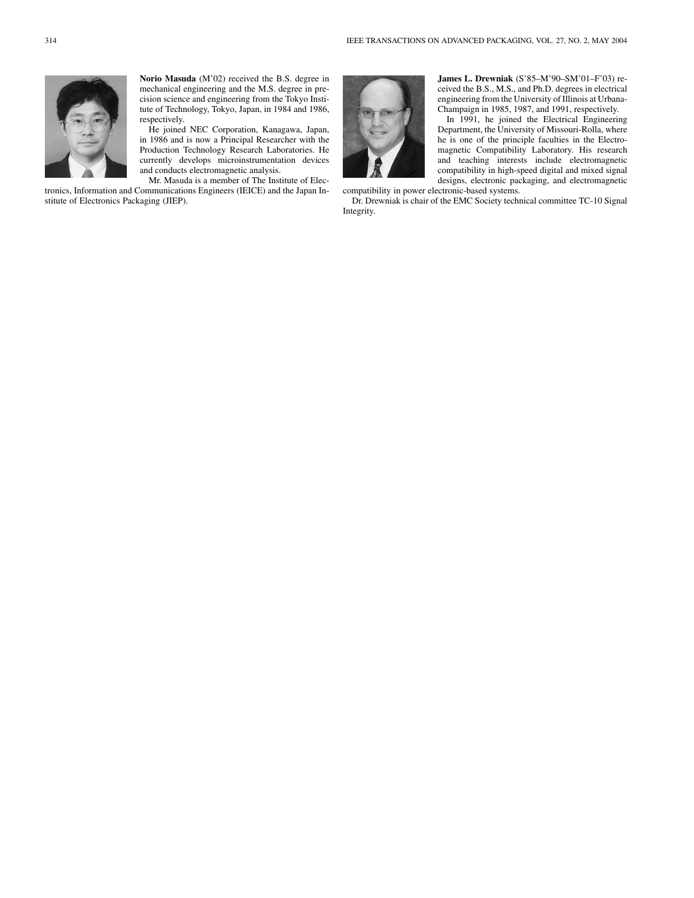**Norio Masuda** (M'02) received the B.S. degree in mechanical engineering and the M.S. degree in precision science and engineering from the Tokyo Institute of Technology, Tokyo, Japan, in 1984 and 1986, respectively.

He joined NEC Corporation, Kanagawa, Japan, in 1986 and is now a Principal Researcher with the Production Technology Research Laboratories. He currently develops microinstrumentation devices and conducts electromagnetic analysis.

Mr. Masuda is a member of The Institute of Electronics, Information and Communications Engineers (IEICE) and the Japan Institute of Electronics Packaging (JIEP).

**James L. Drewniak** (S'85–M'90–SM'01–F'03) received the B.S., M.S., and Ph.D. degrees in electrical engineering from the University of Illinois at Urbana-Champaign in 1985, 1987, and 1991, respectively.

In 1991, he joined the Electrical Engineering Department, the University of Missouri-Rolla, where he is one of the principle faculties in the Electromagnetic Compatibility Laboratory. His research and teaching interests include electromagnetic compatibility in high-speed digital and mixed signal designs, electronic packaging, and electromagnetic compatibility in power electronic-based systems.

Dr. Drewniak is chair of the EMC Society technical committee TC-10 Signal Integrity.